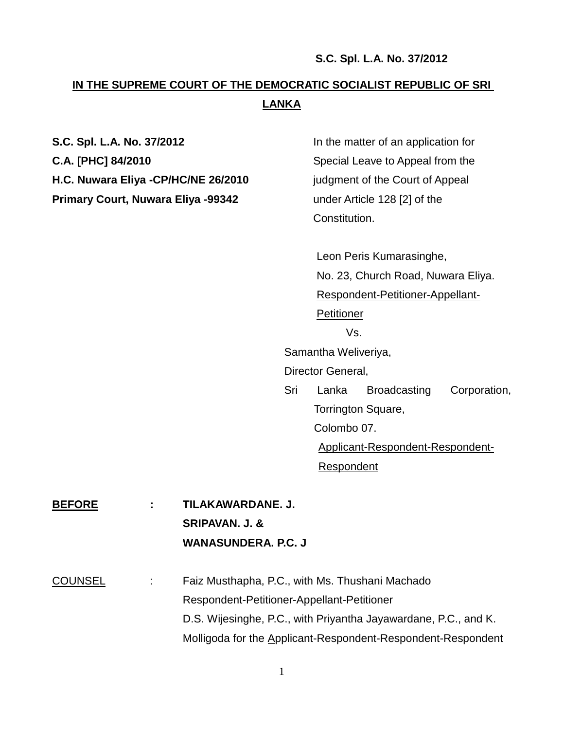**S.C. Spl. L.A. No. 37/2012**

**IN THE SUPREME COURT OF THE DEMOCRATIC SOCIALIST REPUBLIC OF SRI LANKA**

**S.C. Spl. L.A. No. 37/2012**
**C.A. [PHC] 84/2010**
**H.C. Nuwara Eliya -CP/HC/NE 26/2010**
**Primary Court, Nuwara Eliya -99342**

In the matter of an application for Special Leave to Appeal from the judgment of the Court of Appeal under Article 128 [2] of the Constitution.

Leon Peris Kumarasinghe,
No. 23, Church Road, Nuwara Eliya.
Respondent-Petitioner-Appellant-Petitioner

Vs.

Samantha Weliveriya,
Director General,
Sri Lanka Broadcasting Corporation,
Torrington Square,
Colombo 07.
Applicant-Respondent-Respondent-Respondent

**BEFORE** : **TILAKAWARDANE. J.**
**SRIPAVAN. J. &**
**WANASUNDERA. P.C. J**

COUNSEL : Faiz Musthapha, P.C., with Ms. Thushani Machado
Respondent-Petitioner-Appellant-Petitioner
D.S. Wijesinghe, P.C., with Priyantha Jayawardane, P.C., and K. Molligoda for the Applicant-Respondent-Respondent-Respondent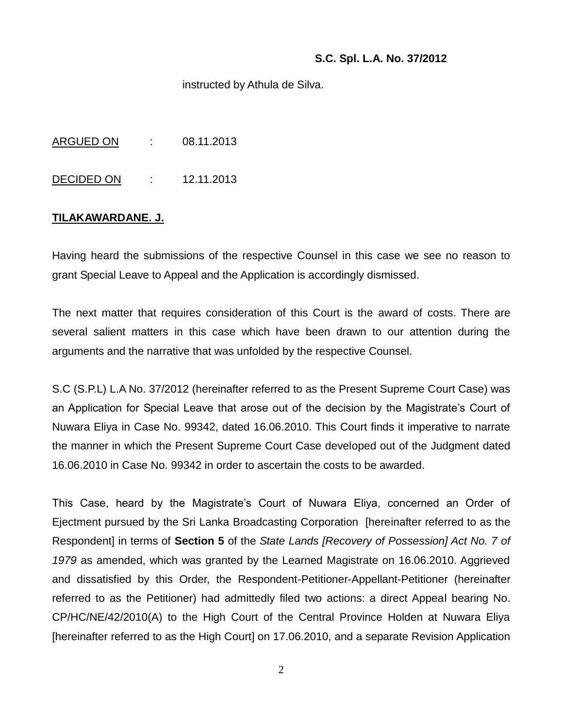instructed by Athula de Silva.

<u>ARGUED ON</u> : 08.11.2013

<u>DECIDED ON</u> : 12.11.2013

**<u>TILAKAWARDANE. J.</u>**

Having heard the submissions of the respective Counsel in this case we see no reason to grant Special Leave to Appeal and the Application is accordingly dismissed.

The next matter that requires consideration of this Court is the award of costs. There are several salient matters in this case which have been drawn to our attention during the arguments and the narrative that was unfolded by the respective Counsel.

S.C (S.P.L) L.A No. 37/2012 (hereinafter referred to as the Present Supreme Court Case) was an Application for Special Leave that arose out of the decision by the Magistrate's Court of Nuwara Eliya in Case No. 99342, dated 16.06.2010. This Court finds it imperative to narrate the manner in which the Present Supreme Court Case developed out of the Judgment dated 16.06.2010 in Case No. 99342 in order to ascertain the costs to be awarded.

This Case, heard by the Magistrate's Court of Nuwara Eliya, concerned an Order of Ejectment pursued by the Sri Lanka Broadcasting Corporation [hereinafter referred to as the Respondent] in terms of **Section 5** of the *State Lands [Recovery of Possession] Act No. 7 of 1979* as amended, which was granted by the Learned Magistrate on 16.06.2010. Aggrieved and dissatisfied by this Order, the Respondent-Petitioner-Appellant-Petitioner (hereinafter referred to as the Petitioner) had admittedly filed two actions: a direct Appeal bearing No. CP/HC/NE/42/2010(A) to the High Court of the Central Province Holden at Nuwara Eliya [hereinafter referred to as the High Court] on 17.06.2010, and a separate Revision Application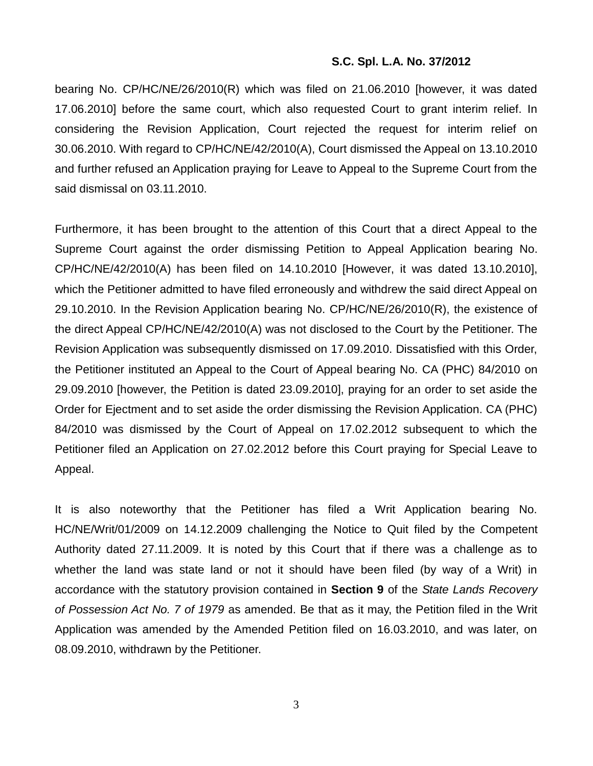bearing No. CP/HC/NE/26/2010(R) which was filed on 21.06.2010 [however, it was dated 17.06.2010] before the same court, which also requested Court to grant interim relief. In considering the Revision Application, Court rejected the request for interim relief on 30.06.2010. With regard to CP/HC/NE/42/2010(A), Court dismissed the Appeal on 13.10.2010 and further refused an Application praying for Leave to Appeal to the Supreme Court from the said dismissal on 03.11.2010.

Furthermore, it has been brought to the attention of this Court that a direct Appeal to the Supreme Court against the order dismissing Petition to Appeal Application bearing No. CP/HC/NE/42/2010(A) has been filed on 14.10.2010 [However, it was dated 13.10.2010], which the Petitioner admitted to have filed erroneously and withdrew the said direct Appeal on 29.10.2010. In the Revision Application bearing No. CP/HC/NE/26/2010(R), the existence of the direct Appeal CP/HC/NE/42/2010(A) was not disclosed to the Court by the Petitioner. The Revision Application was subsequently dismissed on 17.09.2010. Dissatisfied with this Order, the Petitioner instituted an Appeal to the Court of Appeal bearing No. CA (PHC) 84/2010 on 29.09.2010 [however, the Petition is dated 23.09.2010], praying for an order to set aside the Order for Ejectment and to set aside the order dismissing the Revision Application. CA (PHC) 84/2010 was dismissed by the Court of Appeal on 17.02.2012 subsequent to which the Petitioner filed an Application on 27.02.2012 before this Court praying for Special Leave to Appeal.

It is also noteworthy that the Petitioner has filed a Writ Application bearing No. HC/NE/Writ/01/2009 on 14.12.2009 challenging the Notice to Quit filed by the Competent Authority dated 27.11.2009. It is noted by this Court that if there was a challenge as to whether the land was state land or not it should have been filed (by way of a Writ) in accordance with the statutory provision contained in **Section 9** of the *State Lands Recovery of Possession Act No. 7 of 1979* as amended. Be that as it may, the Petition filed in the Writ Application was amended by the Amended Petition filed on 16.03.2010, and was later, on 08.09.2010, withdrawn by the Petitioner.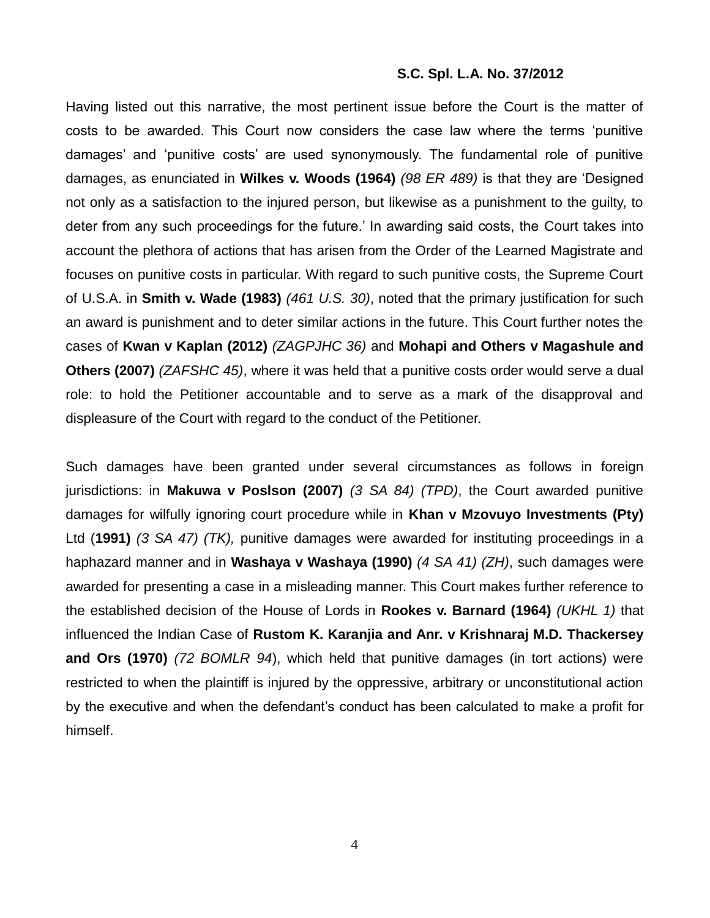Having listed out this narrative, the most pertinent issue before the Court is the matter of costs to be awarded. This Court now considers the case law where the terms 'punitive damages' and 'punitive costs' are used synonymously. The fundamental role of punitive damages, as enunciated in **Wilkes v. Woods (1964)** *(98 ER 489)* is that they are 'Designed not only as a satisfaction to the injured person, but likewise as a punishment to the guilty, to deter from any such proceedings for the future.' In awarding said costs, the Court takes into account the plethora of actions that has arisen from the Order of the Learned Magistrate and focuses on punitive costs in particular. With regard to such punitive costs, the Supreme Court of U.S.A. in **Smith v. Wade (1983)** *(461 U.S. 30)*, noted that the primary justification for such an award is punishment and to deter similar actions in the future. This Court further notes the cases of **Kwan v Kaplan (2012)** *(ZAGPJHC 36)* and **Mohapi and Others v Magashule and Others (2007)** *(ZAFSHC 45)*, where it was held that a punitive costs order would serve a dual role: to hold the Petitioner accountable and to serve as a mark of the disapproval and displeasure of the Court with regard to the conduct of the Petitioner.

Such damages have been granted under several circumstances as follows in foreign jurisdictions: in **Makuwa v Poslson (2007)** *(3 SA 84) (TPD)*, the Court awarded punitive damages for wilfully ignoring court procedure while in **Khan v Mzovuyo Investments (Pty)** Ltd (**1991)** *(3 SA 47) (TK),* punitive damages were awarded for instituting proceedings in a haphazard manner and in **Washaya v Washaya (1990)** *(4 SA 41) (ZH)*, such damages were awarded for presenting a case in a misleading manner. This Court makes further reference to the established decision of the House of Lords in **Rookes v. Barnard (1964)** *(UKHL 1)* that influenced the Indian Case of **Rustom K. Karanjia and Anr. v Krishnaraj M.D. Thackersey and Ors (1970)** *(72 BOMLR 94*), which held that punitive damages (in tort actions) were restricted to when the plaintiff is injured by the oppressive, arbitrary or unconstitutional action by the executive and when the defendant's conduct has been calculated to make a profit for himself.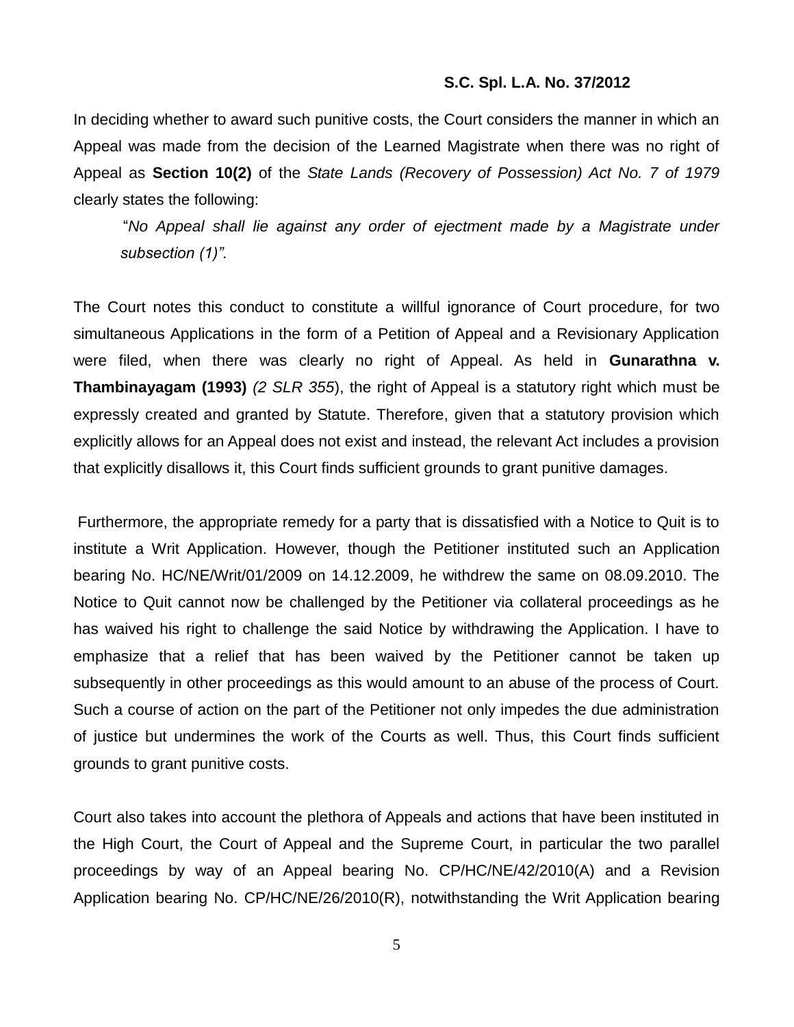In deciding whether to award such punitive costs, the Court considers the manner in which an Appeal was made from the decision of the Learned Magistrate when there was no right of Appeal as **Section 10(2)** of the *State Lands (Recovery of Possession) Act No. 7 of 1979* clearly states the following:

> "*No Appeal shall lie against any order of ejectment made by a Magistrate under subsection (1)".*

The Court notes this conduct to constitute a willful ignorance of Court procedure, for two simultaneous Applications in the form of a Petition of Appeal and a Revisionary Application were filed, when there was clearly no right of Appeal. As held in **Gunarathna v. Thambinayagam (1993)** *(2 SLR 355*), the right of Appeal is a statutory right which must be expressly created and granted by Statute. Therefore, given that a statutory provision which explicitly allows for an Appeal does not exist and instead, the relevant Act includes a provision that explicitly disallows it, this Court finds sufficient grounds to grant punitive damages.

Furthermore, the appropriate remedy for a party that is dissatisfied with a Notice to Quit is to institute a Writ Application. However, though the Petitioner instituted such an Application bearing No. HC/NE/Writ/01/2009 on 14.12.2009, he withdrew the same on 08.09.2010. The Notice to Quit cannot now be challenged by the Petitioner via collateral proceedings as he has waived his right to challenge the said Notice by withdrawing the Application. I have to emphasize that a relief that has been waived by the Petitioner cannot be taken up subsequently in other proceedings as this would amount to an abuse of the process of Court. Such a course of action on the part of the Petitioner not only impedes the due administration of justice but undermines the work of the Courts as well. Thus, this Court finds sufficient grounds to grant punitive costs.

Court also takes into account the plethora of Appeals and actions that have been instituted in the High Court, the Court of Appeal and the Supreme Court, in particular the two parallel proceedings by way of an Appeal bearing No. CP/HC/NE/42/2010(A) and a Revision Application bearing No. CP/HC/NE/26/2010(R), notwithstanding the Writ Application bearing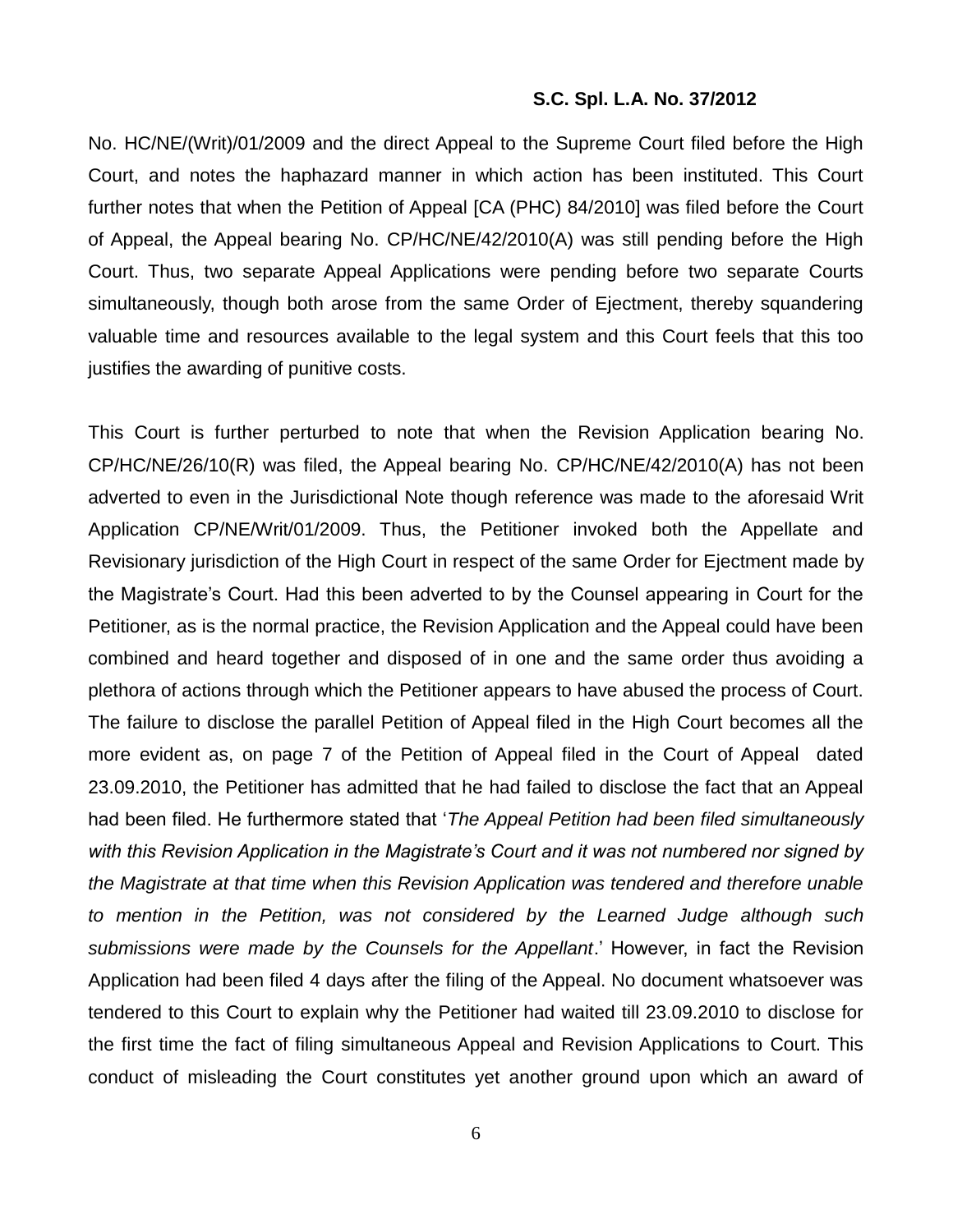No. HC/NE/(Writ)/01/2009 and the direct Appeal to the Supreme Court filed before the High Court, and notes the haphazard manner in which action has been instituted. This Court further notes that when the Petition of Appeal [CA (PHC) 84/2010] was filed before the Court of Appeal, the Appeal bearing No. CP/HC/NE/42/2010(A) was still pending before the High Court. Thus, two separate Appeal Applications were pending before two separate Courts simultaneously, though both arose from the same Order of Ejectment, thereby squandering valuable time and resources available to the legal system and this Court feels that this too justifies the awarding of punitive costs.

This Court is further perturbed to note that when the Revision Application bearing No. CP/HC/NE/26/10(R) was filed, the Appeal bearing No. CP/HC/NE/42/2010(A) has not been adverted to even in the Jurisdictional Note though reference was made to the aforesaid Writ Application CP/NE/Writ/01/2009. Thus, the Petitioner invoked both the Appellate and Revisionary jurisdiction of the High Court in respect of the same Order for Ejectment made by the Magistrate's Court. Had this been adverted to by the Counsel appearing in Court for the Petitioner, as is the normal practice, the Revision Application and the Appeal could have been combined and heard together and disposed of in one and the same order thus avoiding a plethora of actions through which the Petitioner appears to have abused the process of Court. The failure to disclose the parallel Petition of Appeal filed in the High Court becomes all the more evident as, on page 7 of the Petition of Appeal filed in the Court of Appeal dated 23.09.2010, the Petitioner has admitted that he had failed to disclose the fact that an Appeal had been filed. He furthermore stated that '*The Appeal Petition had been filed simultaneously with this Revision Application in the Magistrate's Court and it was not numbered nor signed by the Magistrate at that time when this Revision Application was tendered and therefore unable to mention in the Petition, was not considered by the Learned Judge although such submissions were made by the Counsels for the Appellant*.' However, in fact the Revision Application had been filed 4 days after the filing of the Appeal. No document whatsoever was tendered to this Court to explain why the Petitioner had waited till 23.09.2010 to disclose for the first time the fact of filing simultaneous Appeal and Revision Applications to Court. This conduct of misleading the Court constitutes yet another ground upon which an award of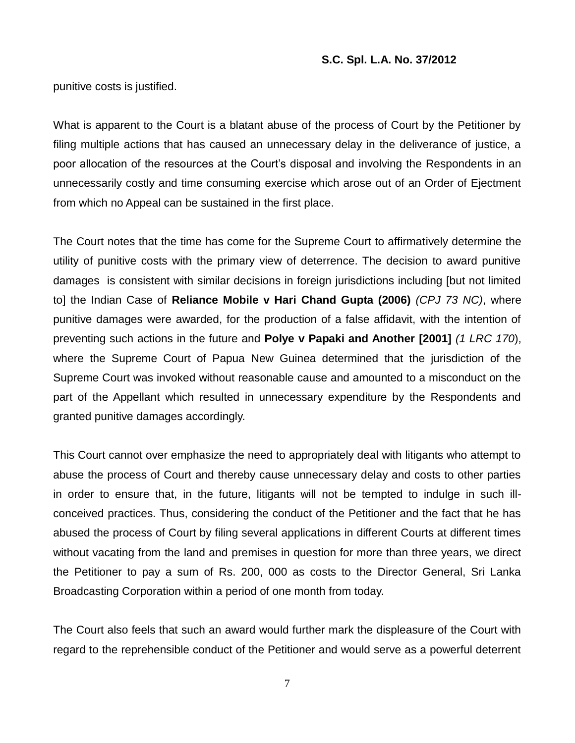punitive costs is justified.

What is apparent to the Court is a blatant abuse of the process of Court by the Petitioner by filing multiple actions that has caused an unnecessary delay in the deliverance of justice, a poor allocation of the resources at the Court's disposal and involving the Respondents in an unnecessarily costly and time consuming exercise which arose out of an Order of Ejectment from which no Appeal can be sustained in the first place.

The Court notes that the time has come for the Supreme Court to affirmatively determine the utility of punitive costs with the primary view of deterrence. The decision to award punitive damages is consistent with similar decisions in foreign jurisdictions including [but not limited to] the Indian Case of **Reliance Mobile v Hari Chand Gupta (2006)** *(CPJ 73 NC)*, where punitive damages were awarded, for the production of a false affidavit, with the intention of preventing such actions in the future and **Polye v Papaki and Another [2001]** *(1 LRC 170*), where the Supreme Court of Papua New Guinea determined that the jurisdiction of the Supreme Court was invoked without reasonable cause and amounted to a misconduct on the part of the Appellant which resulted in unnecessary expenditure by the Respondents and granted punitive damages accordingly.

This Court cannot over emphasize the need to appropriately deal with litigants who attempt to abuse the process of Court and thereby cause unnecessary delay and costs to other parties in order to ensure that, in the future, litigants will not be tempted to indulge in such ill-conceived practices. Thus, considering the conduct of the Petitioner and the fact that he has abused the process of Court by filing several applications in different Courts at different times without vacating from the land and premises in question for more than three years, we direct the Petitioner to pay a sum of Rs. 200, 000 as costs to the Director General, Sri Lanka Broadcasting Corporation within a period of one month from today.

The Court also feels that such an award would further mark the displeasure of the Court with regard to the reprehensible conduct of the Petitioner and would serve as a powerful deterrent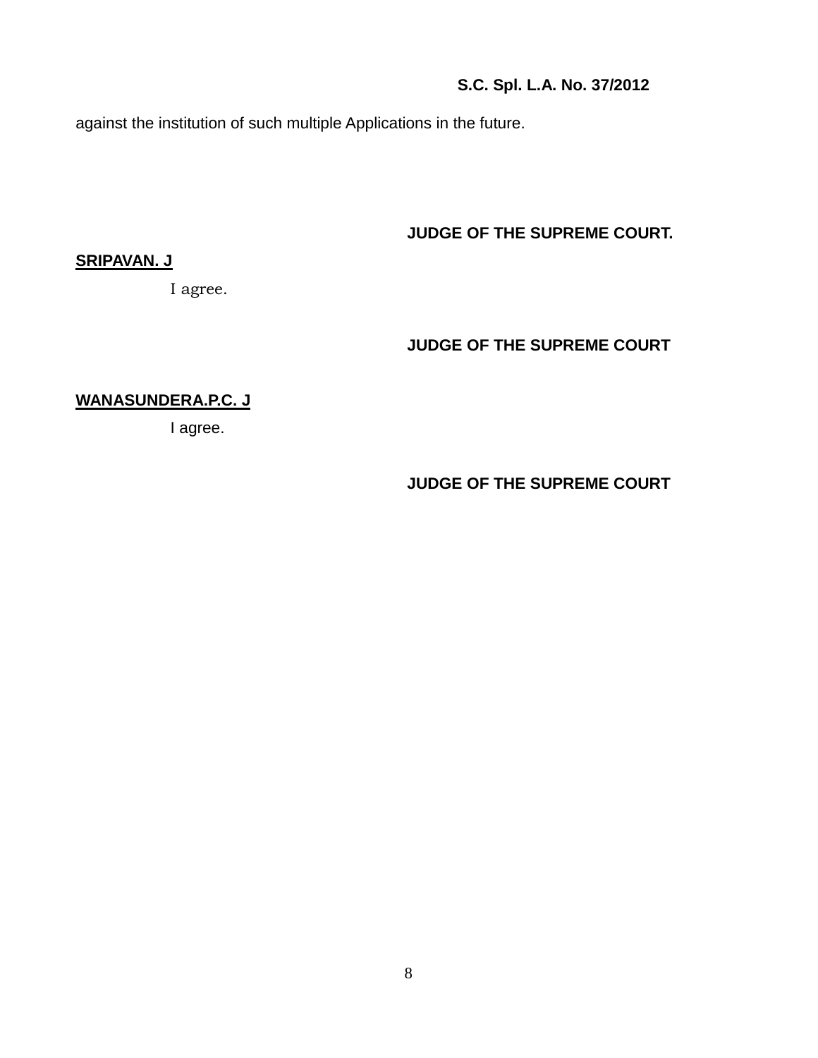against the institution of such multiple Applications in the future.

**JUDGE OF THE SUPREME COURT.**

**SRIPAVAN. J**

I agree.

**JUDGE OF THE SUPREME COURT**

**WANASUNDERA.P.C. J**

I agree.

**JUDGE OF THE SUPREME COURT**